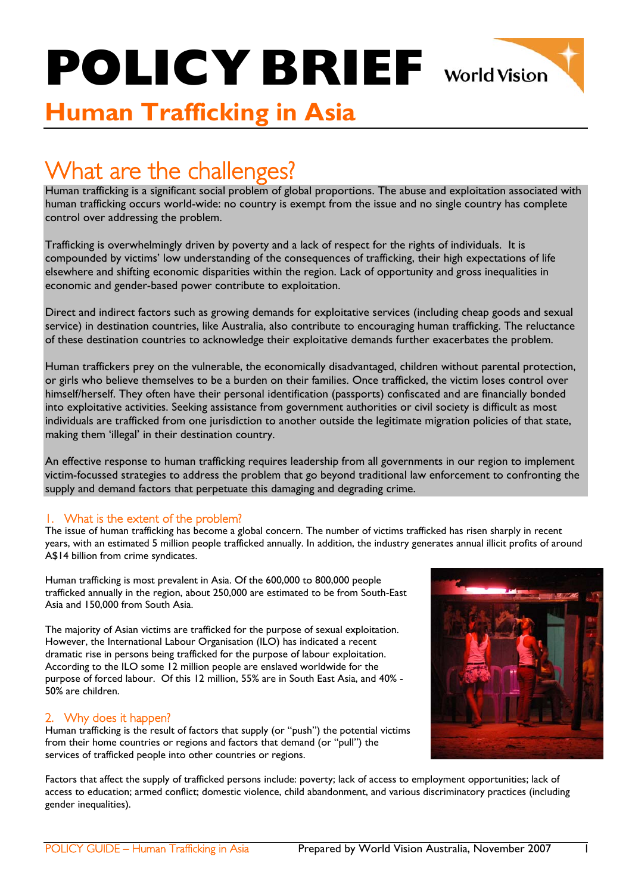# POLICY BRIEF

## Human Trafficking in Asia

## What are the challenges?

Human trafficking is a significant social problem of global proportions. The abuse and exploitation associated with human trafficking occurs world-wide: no country is exempt from the issue and no single country has complete control over addressing the problem.

Trafficking is overwhelmingly driven by poverty and a lack of respect for the rights of individuals. It is compounded by victims' low understanding of the consequences of trafficking, their high expectations of life elsewhere and shifting economic disparities within the region. Lack of opportunity and gross inequalities in economic and gender-based power contribute to exploitation.

Direct and indirect factors such as growing demands for exploitative services (including cheap goods and sexual service) in destination countries, like Australia, also contribute to encouraging human trafficking. The reluctance of these destination countries to acknowledge their exploitative demands further exacerbates the problem.

Human traffickers prey on the vulnerable, the economically disadvantaged, children without parental protection, or girls who believe themselves to be a burden on their families. Once trafficked, the victim loses control over himself/herself. They often have their personal identification (passports) confiscated and are financially bonded into exploitative activities. Seeking assistance from government authorities or civil society is difficult as most individuals are trafficked from one jurisdiction to another outside the legitimate migration policies of that state, making them 'illegal' in their destination country.

An effective response to human trafficking requires leadership from all governments in our region to implement victim-focussed strategies to address the problem that go beyond traditional law enforcement to confronting the supply and demand factors that perpetuate this damaging and degrading crime.

### 1. What is the extent of the problem?

The issue of human trafficking has become a global concern. The number of victims trafficked has risen sharply in recent years, with an estimated 5 million people trafficked annually. In addition, the industry generates annual illicit profits of around A$14 billion from crime syndicates.

Human trafficking is most prevalent in Asia. Of the 600,000 to 800,000 people trafficked annually in the region, about 250,000 are estimated to be from South-East Asia and 150,000 from South Asia.

The majority of Asian victims are trafficked for the purpose of sexual exploitation. However, the International Labour Organisation (ILO) has indicated a recent dramatic rise in persons being trafficked for the purpose of labour exploitation. According to the ILO some 12 million people are enslaved worldwide for the purpose of forced labour. Of this 12 million, 55% are in South East Asia, and 40% - 50% are children.

### 2. Why does it happen?

Human trafficking is the result of factors that supply (or "push") the potential victims from their home countries or regions and factors that demand (or "pull") the services of trafficked people into other countries or regions.

Factors that affect the supply of trafficked persons include: poverty; lack of access to employment opportunities; lack of access to education; armed conflict; domestic violence, child abandonment, and various discriminatory practices (including gender inequalities).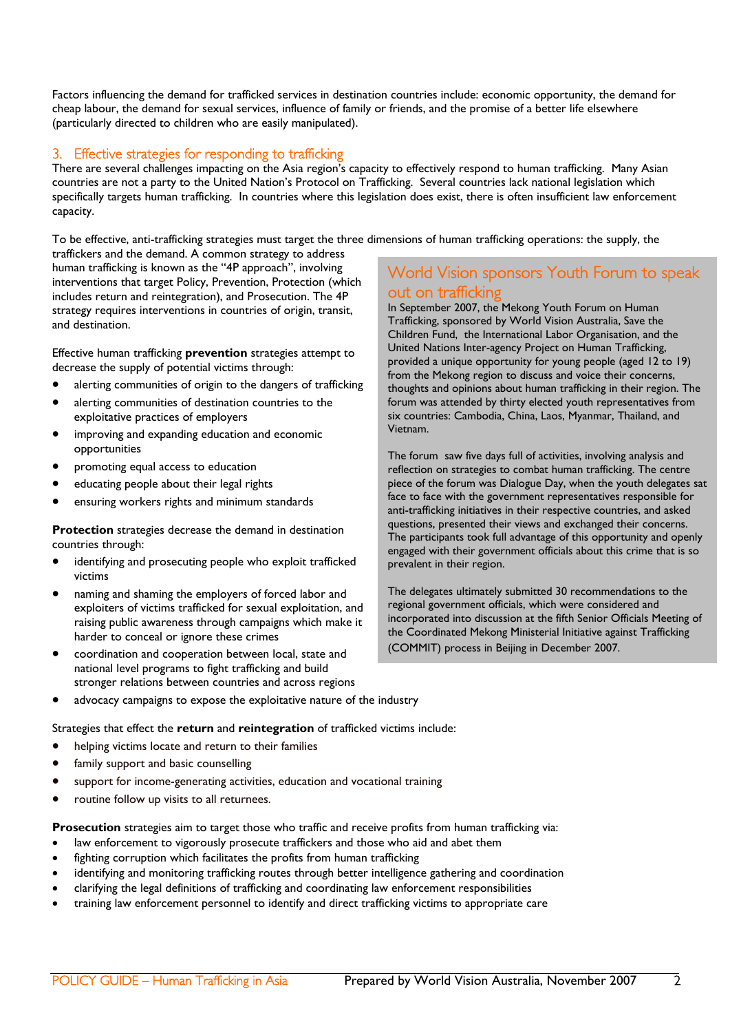Factors influencing the demand for trafficked services in destination countries include: economic opportunity, the demand for cheap labour, the demand for sexual services, influence of family or friends, and the promise of a better life elsewhere (particularly directed to children who are easily manipulated).

## 3. Effective strategies for responding to trafficking

There are several challenges impacting on the Asia region's capacity to effectively respond to human trafficking. Many Asian countries are not a party to the United Nation's Protocol on Trafficking. Several countries lack national legislation which specifically targets human trafficking. In countries where this legislation does exist, there is often insufficient law enforcement capacity.

To be effective, anti-trafficking strategies must target the three dimensions of human trafficking operations: the supply, the traffickers and the demand. A common strategy to address human trafficking is known as the "4P approach", involving interventions that target Policy, Prevention, Protection (which includes return and reintegration), and Prosecution. The 4P strategy requires interventions in countries of origin, transit, and destination.

Effective human trafficking **prevention** strategies attempt to decrease the supply of potential victims through:

- alerting communities of origin to the dangers of trafficking
- alerting communities of destination countries to the exploitative practices of employers
- improving and expanding education and economic opportunities
- promoting equal access to education
- educating people about their legal rights
- ensuring workers rights and minimum standards

**Protection** strategies decrease the demand in destination countries through:

- identifying and prosecuting people who exploit trafficked victims
- naming and shaming the employers of forced labor and exploiters of victims trafficked for sexual exploitation, and raising public awareness through campaigns which make it harder to conceal or ignore these crimes
- coordination and cooperation between local, state and national level programs to fight trafficking and build stronger relations between countries and across regions
- advocacy campaigns to expose the exploitative nature of the industry

Strategies that effect the **return** and **reintegration** of trafficked victims include:

- helping victims locate and return to their families
- family support and basic counselling
- support for income-generating activities, education and vocational training
- routine follow up visits to all returnees.

**Prosecution** strategies aim to target those who traffic and receive profits from human trafficking via:

- law enforcement to vigorously prosecute traffickers and those who aid and abet them
- fighting corruption which facilitates the profits from human trafficking
- identifying and monitoring trafficking routes through better intelligence gathering and coordination
- clarifying the legal definitions of trafficking and coordinating law enforcement responsibilities
- training law enforcement personnel to identify and direct trafficking victims to appropriate care

### World Vision sponsors Youth Forum to speak out on trafficking

In September 2007, the Mekong Youth Forum on Human Trafficking, sponsored by World Vision Australia, Save the Children Fund, the International Labor Organisation, and the United Nations Inter-agency Project on Human Trafficking, provided a unique opportunity for young people (aged 12 to 19) from the Mekong region to discuss and voice their concerns, thoughts and opinions about human trafficking in their region. The forum was attended by thirty elected youth representatives from six countries: Cambodia, China, Laos, Myanmar, Thailand, and Vietnam.

The forum saw five days full of activities, involving analysis and reflection on strategies to combat human trafficking. The centre piece of the forum was Dialogue Day, when the youth delegates sat face to face with the government representatives responsible for anti-trafficking initiatives in their respective countries, and asked questions, presented their views and exchanged their concerns. The participants took full advantage of this opportunity and openly engaged with their government officials about this crime that is so prevalent in their region.

The delegates ultimately submitted 30 recommendations to the regional government officials, which were considered and incorporated into discussion at the fifth Senior Officials Meeting of the Coordinated Mekong Ministerial Initiative against Trafficking (COMMIT) process in Beijing in December 2007.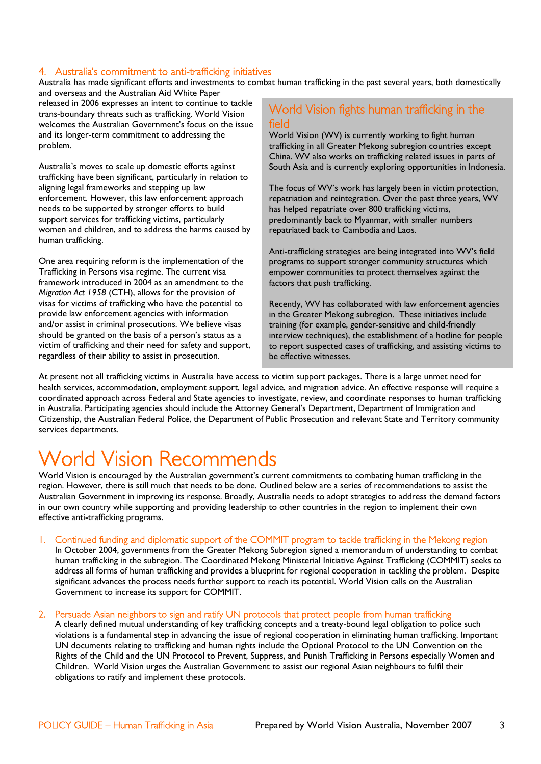## 4. Australia's commitment to anti-trafficking initiatives

Australia has made significant efforts and investments to combat human trafficking in the past several years, both domestically and overseas and the Australian Aid White Paper released in 2006 expresses an intent to continue to tackle trans-boundary threats such as trafficking. World Vision welcomes the Australian Government's focus on the issue and its longer-term commitment to addressing the problem.

Australia's moves to scale up domestic efforts against trafficking have been significant, particularly in relation to aligning legal frameworks and stepping up law enforcement. However, this law enforcement approach needs to be supported by stronger efforts to build support services for trafficking victims, particularly women and children, and to address the harms caused by human trafficking.

One area requiring reform is the implementation of the Trafficking in Persons visa regime. The current visa framework introduced in 2004 as an amendment to the *Migration Act 1958* (CTH), allows for the provision of visas for victims of trafficking who have the potential to provide law enforcement agencies with information and/or assist in criminal prosecutions. We believe visas should be granted on the basis of a person's status as a victim of trafficking and their need for safety and support, regardless of their ability to assist in prosecution.

### World Vision fights human trafficking in the field

World Vision (WV) is currently working to fight human trafficking in all Greater Mekong subregion countries except China. WV also works on trafficking related issues in parts of South Asia and is currently exploring opportunities in Indonesia.

The focus of WV's work has largely been in victim protection, repatriation and reintegration. Over the past three years, WV has helped repatriate over 800 trafficking victims, predominantly back to Myanmar, with smaller numbers repatriated back to Cambodia and Laos.

Anti-trafficking strategies are being integrated into WV's field programs to support stronger community structures which empower communities to protect themselves against the factors that push trafficking.

Recently, WV has collaborated with law enforcement agencies in the Greater Mekong subregion. These initiatives include training (for example, gender-sensitive and child-friendly interview techniques), the establishment of a hotline for people to report suspected cases of trafficking, and assisting victims to be effective witnesses.

At present not all trafficking victims in Australia have access to victim support packages. There is a large unmet need for health services, accommodation, employment support, legal advice, and migration advice. An effective response will require a coordinated approach across Federal and State agencies to investigate, review, and coordinate responses to human trafficking in Australia. Participating agencies should include the Attorney General's Department, Department of Immigration and Citizenship, the Australian Federal Police, the Department of Public Prosecution and relevant State and Territory community services departments.

# World Vision Recommends

World Vision is encouraged by the Australian government's current commitments to combating human trafficking in the region. However, there is still much that needs to be done. Outlined below are a series of recommendations to assist the Australian Government in improving its response. Broadly, Australia needs to adopt strategies to address the demand factors in our own country while supporting and providing leadership to other countries in the region to implement their own effective anti-trafficking programs.

1. **Continued funding and diplomatic support of the COMMIT program to tackle trafficking in the Mekong region**
   In October 2004, governments from the Greater Mekong Subregion signed a memorandum of understanding to combat human trafficking in the subregion. The Coordinated Mekong Ministerial Initiative Against Trafficking (COMMIT) seeks to address all forms of human trafficking and provides a blueprint for regional cooperation in tackling the problem. Despite significant advances the process needs further support to reach its potential. World Vision calls on the Australian Government to increase its support for COMMIT.

2. **Persuade Asian neighbors to sign and ratify UN protocols that protect people from human trafficking**
   A clearly defined mutual understanding of key trafficking concepts and a treaty-bound legal obligation to police such violations is a fundamental step in advancing the issue of regional cooperation in eliminating human trafficking. Important UN documents relating to trafficking and human rights include the Optional Protocol to the UN Convention on the Rights of the Child and the UN Protocol to Prevent, Suppress, and Punish Trafficking in Persons especially Women and Children. World Vision urges the Australian Government to assist our regional Asian neighbours to fulfil their obligations to ratify and implement these protocols.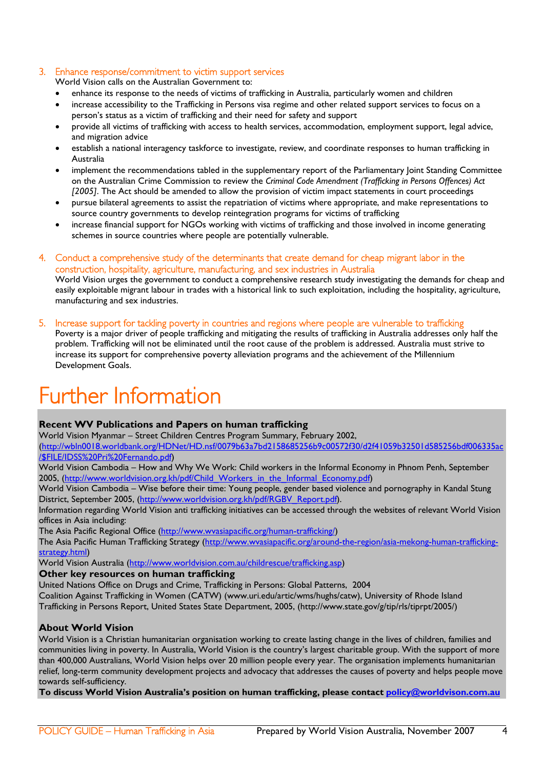3. Enhance response/commitment to victim support services

World Vision calls on the Australian Government to:

- enhance its response to the needs of victims of trafficking in Australia, particularly women and children
- increase accessibility to the Trafficking in Persons visa regime and other related support services to focus on a person's status as a victim of trafficking and their need for safety and support
- provide all victims of trafficking with access to health services, accommodation, employment support, legal advice, and migration advice
- establish a national interagency taskforce to investigate, review, and coordinate responses to human trafficking in Australia
- implement the recommendations tabled in the supplementary report of the Parliamentary Joint Standing Committee on the Australian Crime Commission to review the *Criminal Code Amendment (Trafficking in Persons Offences) Act [2005]*. The Act should be amended to allow the provision of victim impact statements in court proceedings
- pursue bilateral agreements to assist the repatriation of victims where appropriate, and make representations to source country governments to develop reintegration programs for victims of trafficking
- increase financial support for NGOs working with victims of trafficking and those involved in income generating schemes in source countries where people are potentially vulnerable.

4. Conduct a comprehensive study of the determinants that create demand for cheap migrant labor in the construction, hospitality, agriculture, manufacturing, and sex industries in Australia

World Vision urges the government to conduct a comprehensive research study investigating the demands for cheap and easily exploitable migrant labour in trades with a historical link to such exploitation, including the hospitality, agriculture, manufacturing and sex industries.

5. Increase support for tackling poverty in countries and regions where people are vulnerable to trafficking

Poverty is a major driver of people trafficking and mitigating the results of trafficking in Australia addresses only half the problem. Trafficking will not be eliminated until the root cause of the problem is addressed. Australia must strive to increase its support for comprehensive poverty alleviation programs and the achievement of the Millennium Development Goals.

# Further Information

**Recent WV Publications and Papers on human trafficking**

World Vision Myanmar – Street Children Centres Program Summary, February 2002, (http://wbln0018.worldbank.org/HDNet/HD.nsf/0079b63a7bd2158685256b9c00572f30/d2f41059b32501d585256bdf006335ac/$FILE/IDSS%20Pri%20Fernando.pdf)

World Vision Cambodia – How and Why We Work: Child workers in the Informal Economy in Phnom Penh, September 2005, (http://www.worldvision.org.kh/pdf/Child_Workers_in_the_Informal_Economy.pdf)

World Vision Cambodia – Wise before their time: Young people, gender based violence and pornography in Kandal Stung District, September 2005, (http://www.worldvision.org.kh/pdf/RGBV_Report.pdf).

Information regarding World Vision anti trafficking initiatives can be accessed through the websites of relevant World Vision offices in Asia including:

The Asia Pacific Regional Office (http://www.wvasiapacific.org/human-trafficking/)

The Asia Pacific Human Trafficking Strategy (http://www.wvasiapacific.org/around-the-region/asia-mekong-human-trafficking-strategy.html)

World Vision Australia (http://www.worldvision.com.au/childrescue/trafficking.asp)

**Other key resources on human trafficking**

United Nations Office on Drugs and Crime, Trafficking in Persons: Global Patterns, 2004

Coalition Against Trafficking in Women (CATW) (www.uri.edu/artic/wms/hughs/catw), University of Rhode Island

Trafficking in Persons Report, United States State Department, 2005, (http://www.state.gov/g/tip/rls/tiprpt/2005/)

**About World Vision**

World Vision is a Christian humanitarian organisation working to create lasting change in the lives of children, families and communities living in poverty. In Australia, World Vision is the country's largest charitable group. With the support of more than 400,000 Australians, World Vision helps over 20 million people every year. The organisation implements humanitarian relief, long-term community development projects and advocacy that addresses the causes of poverty and helps people move towards self-sufficiency.

**To discuss World Vision Australia's position on human trafficking, please contact policy@worldvison.com.au**